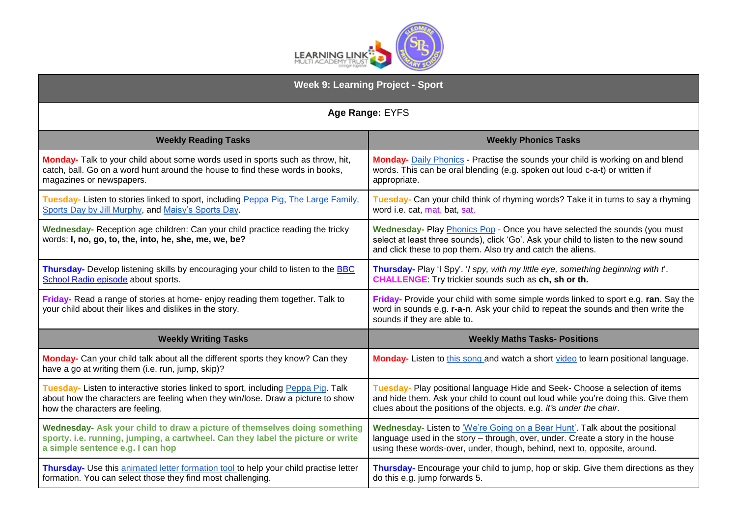# Week 9: Learning Project - Sport

**Age Range:** EYFS

| Weekly Reading Tasks | Weekly Phonics Tasks |
|---|---|
| **Monday-** Talk to your child about some words used in sports such as throw, hit, catch, ball. Go on a word hunt around the house to find these words in books, magazines or newspapers. | **Monday-** Daily Phonics - Practise the sounds your child is working on and blend words. This can be oral blending (e.g. spoken out loud c-a-t) or written if appropriate. |
| **Tuesday-** Listen to stories linked to sport, including Peppa Pig, The Large Family, Sports Day by Jill Murphy, and Maisy's Sports Day. | **Tuesday-** Can your child think of rhyming words? Take it in turns to say a rhyming word i.e. cat, mat, bat, sat. |
| **Wednesday-** Reception age children: Can your child practice reading the tricky words: **I, no, go, to, the, into, he, she, me, we, be?** | **Wednesday-** Play Phonics Pop - Once you have selected the sounds (you must select at least three sounds), click 'Go'. Ask your child to listen to the new sound and click these to pop them. Also try and catch the aliens. |
| **Thursday-** Develop listening skills by encouraging your child to listen to the BBC School Radio episode about sports. | **Thursday-** Play 'I Spy'. '*I spy, with my little eye, something beginning with t*'. **CHALLENGE**: Try trickier sounds such as **ch, sh or th.** |
| **Friday-** Read a range of stories at home- enjoy reading them together. Talk to your child about their likes and dislikes in the story. | **Friday-** Provide your child with some simple words linked to sport e.g. **ran**. Say the word in sounds e.g. **r-a-n**. Ask your child to repeat the sounds and then write the sounds if they are able to. |

| Weekly Writing Tasks | Weekly Maths Tasks- Positions |
|---|---|
| **Monday-** Can your child talk about all the different sports they know? Can they have a go at writing them (i.e. run, jump, skip)? | **Monday-** Listen to this song and watch a short video to learn positional language. |
| **Tuesday-** Listen to interactive stories linked to sport, including Peppa Pig. Talk about how the characters are feeling when they win/lose. Draw a picture to show how the characters are feeling. | **Tuesday-** Play positional language Hide and Seek- Choose a selection of items and hide them. Ask your child to count out loud while you're doing this. Give them clues about the positions of the objects, e.g. *it's under the chair*. |
| **Wednesday- Ask your child to draw a picture of themselves doing something sporty. i.e. running, jumping, a cartwheel. Can they label the picture or write a simple sentence e.g. I can hop** | **Wednesday-** Listen to 'We're Going on a Bear Hunt'. Talk about the positional language used in the story – through, over, under. Create a story in the house using these words-over, under, though, behind, next to, opposite, around. |
| **Thursday-** Use this animated letter formation tool to help your child practise letter formation. You can select those they find most challenging. | **Thursday-** Encourage your child to jump, hop or skip. Give them directions as they do this e.g. jump forwards 5. |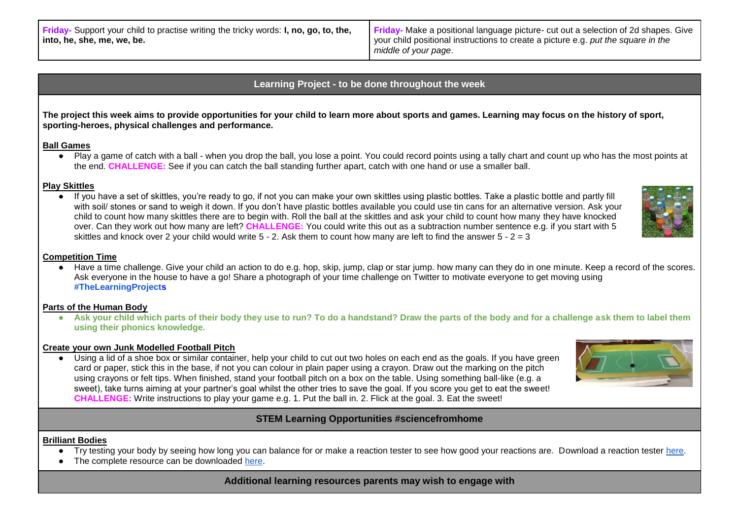| | |
|---|---|
| **Friday-** Support your child to practise writing the tricky words: **I, no, go, to, the, into, he, she, me, we, be.** | **Friday-** Make a positional language picture- cut out a selection of 2d shapes. Give your child positional instructions to create a picture e.g. *put the square in the middle of your page*. |

## Learning Project - to be done throughout the week

**The project this week aims to provide opportunities for your child to learn more about sports and games. Learning may focus on the history of sport, sporting-heroes, physical challenges and performance.**

**Ball Games**

- Play a game of catch with a ball - when you drop the ball, you lose a point. You could record points using a tally chart and count up who has the most points at the end. **CHALLENGE:** See if you can catch the ball standing further apart, catch with one hand or use a smaller ball.

**Play Skittles**

- If you have a set of skittles, you're ready to go, if not you can make your own skittles using plastic bottles. Take a plastic bottle and partly fill with soil/ stones or sand to weigh it down. If you don't have plastic bottles available you could use tin cans for an alternative version. Ask your child to count how many skittles there are to begin with. Roll the ball at the skittles and ask your child to count how many they have knocked over. Can they work out how many are left? **CHALLENGE:** You could write this out as a subtraction number sentence e.g. if you start with 5 skittles and knock over 2 your child would write 5 - 2. Ask them to count how many are left to find the answer 5 - 2 = 3

**Competition Time**

- Have a time challenge. Give your child an action to do e.g. hop, skip, jump, clap or star jump. how many can they do in one minute. Keep a record of the scores. Ask everyone in the house to have a go! Share a photograph of your time challenge on Twitter to motivate everyone to get moving using **#TheLearningProjects**

**Parts of the Human Body**

- **Ask your child which parts of their body they use to run? To do a handstand? Draw the parts of the body and for a challenge ask them to label them using their phonics knowledge.**

**Create your own Junk Modelled Football Pitch**

- Using a lid of a shoe box or similar container, help your child to cut out two holes on each end as the goals. If you have green card or paper, stick this in the base, if not you can colour in plain paper using a crayon. Draw out the marking on the pitch using crayons or felt tips. When finished, stand your football pitch on a box on the table. Using something ball-like (e.g. a sweet), take turns aiming at your partner's goal whilst the other tries to save the goal. If you score you get to eat the sweet! **CHALLENGE:** Write instructions to play your game e.g. 1. Put the ball in. 2. Flick at the goal. 3. Eat the sweet!

## STEM Learning Opportunities #sciencefromhome

**Brilliant Bodies**

- Try testing your body by seeing how long you can balance for or make a reaction tester to see how good your reactions are. Download a reaction tester here.
- The complete resource can be downloaded here.

## Additional learning resources parents may wish to engage with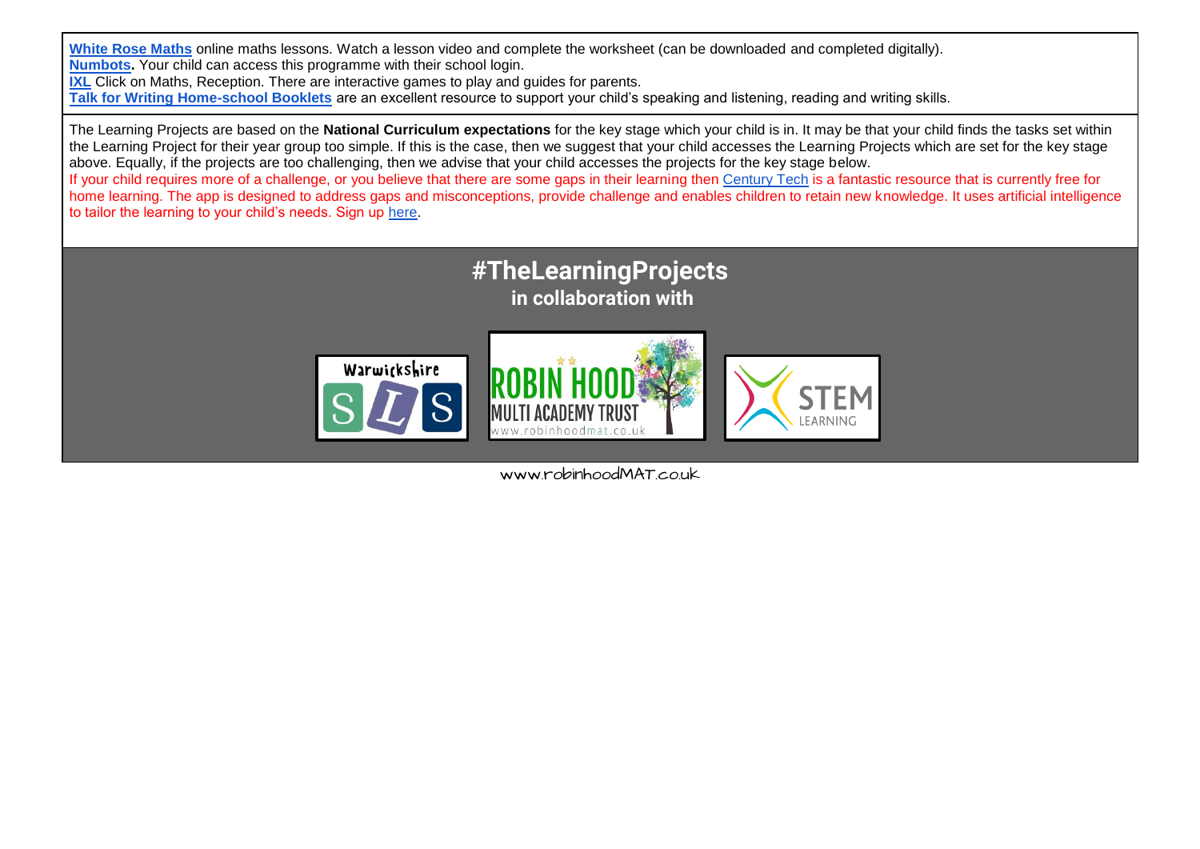**White Rose Maths** online maths lessons. Watch a lesson video and complete the worksheet (can be downloaded and completed digitally).
**Numbots.** Your child can access this programme with their school login.
**IXL** Click on Maths, Reception. There are interactive games to play and guides for parents.
**Talk for Writing Home-school Booklets** are an excellent resource to support your child's speaking and listening, reading and writing skills.

The Learning Projects are based on the **National Curriculum expectations** for the key stage which your child is in. It may be that your child finds the tasks set within the Learning Project for their year group too simple. If this is the case, then we suggest that your child accesses the Learning Projects which are set for the key stage above. Equally, if the projects are too challenging, then we advise that your child accesses the projects for the key stage below.
If your child requires more of a challenge, or you believe that there are some gaps in their learning then Century Tech is a fantastic resource that is currently free for home learning. The app is designed to address gaps and misconceptions, provide challenge and enables children to retain new knowledge. It uses artificial intelligence to tailor the learning to your child's needs. Sign up here.

## #TheLearningProjects
### in collaboration with

Warwickshire SLS

ROBIN HOOD MULTI ACADEMY TRUST www.robinhoodmat.co.uk

STEM LEARNING

www.robinhoodMAT.co.uk